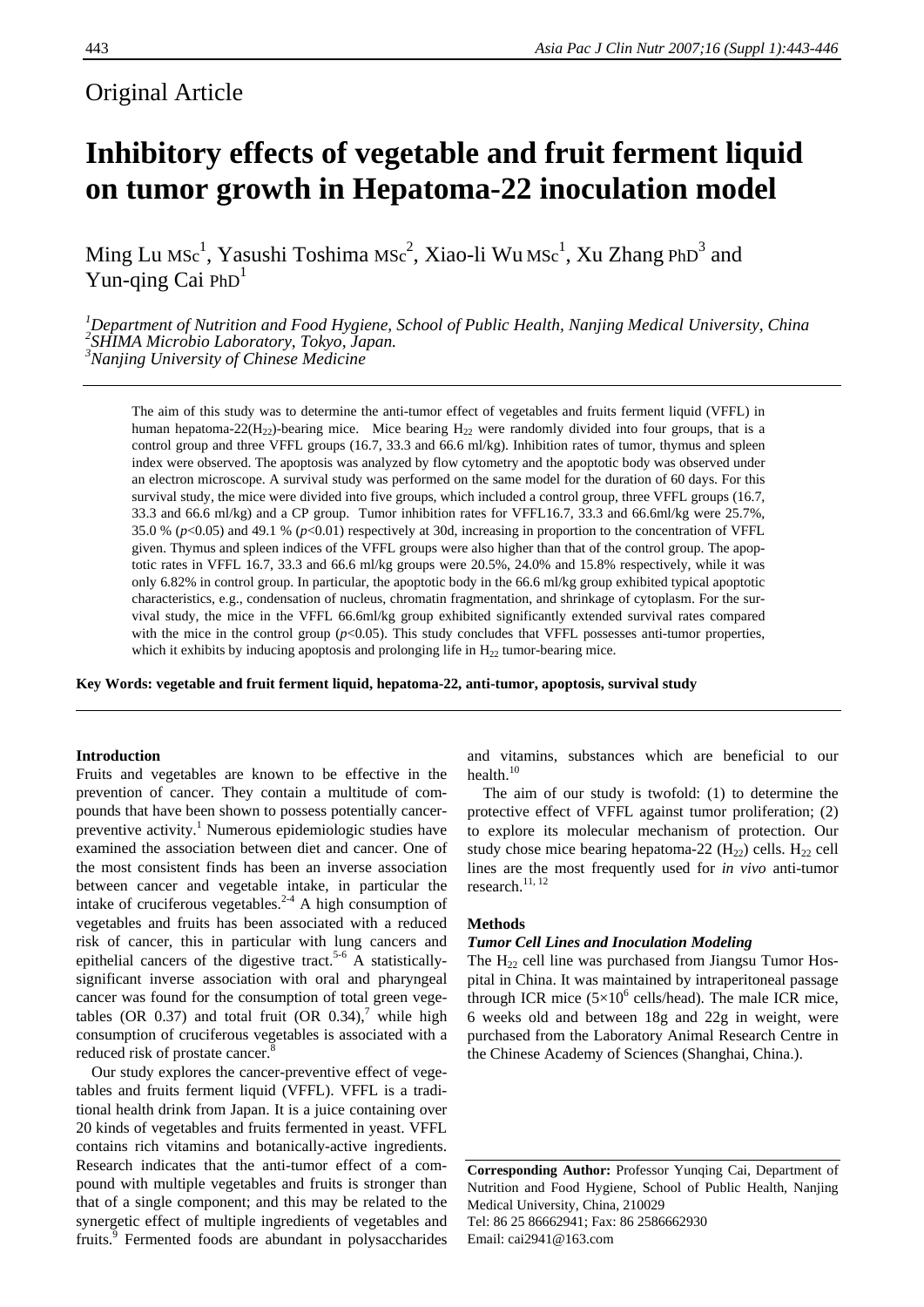Original Article

# Inhibitory effects of vegetable and fruit ferment liquid on tumor growth in Hepatoma-22 inoculation model

Ming Lu MSc[1], Yasushi Toshima MSc[2], Xiao-li Wu MSc[1], Xu Zhang PhD[3] and Yun-qing Cai PhD[1]

[1]*Department of Nutrition and Food Hygiene, School of Public Health, Nanjing Medical University, China*
[2]*SHIMA Microbio Laboratory, Tokyo, Japan.*
[3]*Nanjing University of Chinese Medicine*

The aim of this study was to determine the anti-tumor effect of vegetables and fruits ferment liquid (VFFL) in human hepatoma-22($H_{22}$)-bearing mice. Mice bearing $H_{22}$ were randomly divided into four groups, that is a control group and three VFFL groups (16.7, 33.3 and 66.6 ml/kg). Inhibition rates of tumor, thymus and spleen index were observed. The apoptosis was analyzed by flow cytometry and the apoptotic body was observed under an electron microscope. A survival study was performed on the same model for the duration of 60 days. For this survival study, the mice were divided into five groups, which included a control group, three VFFL groups (16.7, 33.3 and 66.6 ml/kg) and a CP group. Tumor inhibition rates for VFFL16.7, 33.3 and 66.6ml/kg were 25.7%, 35.0 % ($p$<0.05) and 49.1 % ($p$<0.01) respectively at 30d, increasing in proportion to the concentration of VFFL given. Thymus and spleen indices of the VFFL groups were also higher than that of the control group. The apoptotic rates in VFFL 16.7, 33.3 and 66.6 ml/kg groups were 20.5%, 24.0% and 15.8% respectively, while it was only 6.82% in control group. In particular, the apoptotic body in the 66.6 ml/kg group exhibited typical apoptotic characteristics, e.g., condensation of nucleus, chromatin fragmentation, and shrinkage of cytoplasm. For the survival study, the mice in the VFFL 66.6ml/kg group exhibited significantly extended survival rates compared with the mice in the control group ($p$<0.05). This study concludes that VFFL possesses anti-tumor properties, which it exhibits by inducing apoptosis and prolonging life in $H_{22}$ tumor-bearing mice.

**Key Words: vegetable and fruit ferment liquid, hepatoma-22, anti-tumor, apoptosis, survival study**

## Introduction

Fruits and vegetables are known to be effective in the prevention of cancer. They contain a multitude of compounds that have been shown to possess potentially cancer-preventive activity.[1] Numerous epidemiologic studies have examined the association between diet and cancer. One of the most consistent finds has been an inverse association between cancer and vegetable intake, in particular the intake of cruciferous vegetables.[2-4] A high consumption of vegetables and fruits has been associated with a reduced risk of cancer, this in particular with lung cancers and epithelial cancers of the digestive tract.[5-6] A statistically-significant inverse association with oral and pharyngeal cancer was found for the consumption of total green vegetables (OR 0.37) and total fruit (OR 0.34),[7] while high consumption of cruciferous vegetables is associated with a reduced risk of prostate cancer.[8]

Our study explores the cancer-preventive effect of vegetables and fruits ferment liquid (VFFL). VFFL is a traditional health drink from Japan. It is a juice containing over 20 kinds of vegetables and fruits fermented in yeast. VFFL contains rich vitamins and botanically-active ingredients. Research indicates that the anti-tumor effect of a compound with multiple vegetables and fruits is stronger than that of a single component; and this may be related to the synergetic effect of multiple ingredients of vegetables and fruits.[9] Fermented foods are abundant in polysaccharides and vitamins, substances which are beneficial to our health.[10]

The aim of our study is twofold: (1) to determine the protective effect of VFFL against tumor proliferation; (2) to explore its molecular mechanism of protection. Our study chose mice bearing hepatoma-22 ($H_{22}$) cells. $H_{22}$ cell lines are the most frequently used for *in vivo* anti-tumor research.[11, 12]

## Methods

### *Tumor Cell Lines and Inoculation Modeling*

The $H_{22}$ cell line was purchased from Jiangsu Tumor Hospital in China. It was maintained by intraperitoneal passage through ICR mice ($5\times10^6$ cells/head). The male ICR mice, 6 weeks old and between 18g and 22g in weight, were purchased from the Laboratory Animal Research Centre in the Chinese Academy of Sciences (Shanghai, China.).

**Corresponding Author:** Professor Yunqing Cai, Department of Nutrition and Food Hygiene, School of Public Health, Nanjing Medical University, China, 210029
Tel: 86 25 86662941; Fax: 86 2586662930
Email: cai2941@163.com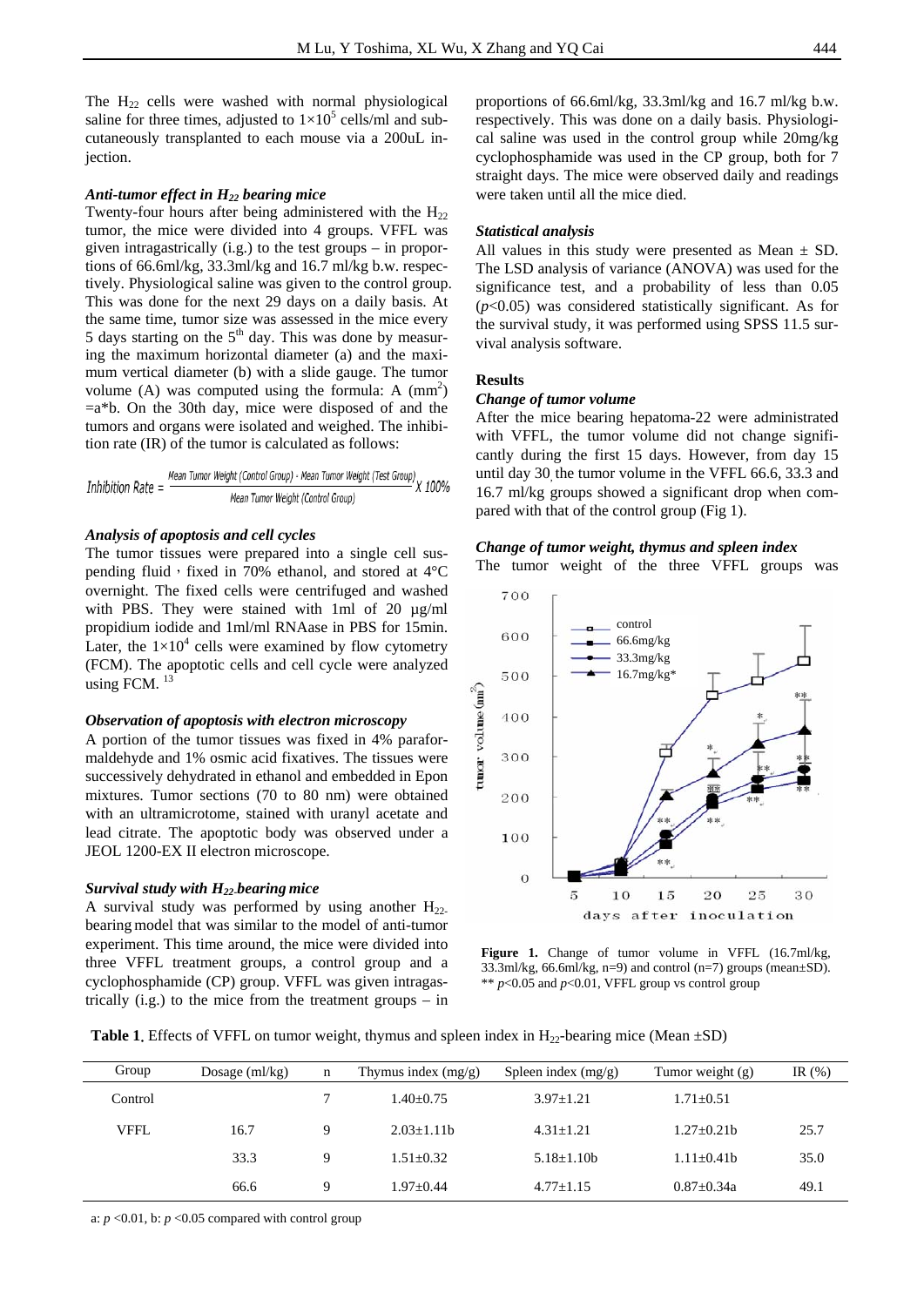The $H_{22}$ cells were washed with normal physiological saline for three times, adjusted to $1\times10^5$ cells/ml and subcutaneously transplanted to each mouse via a 200uL injection.

### *Anti-tumor effect in $H_{22}$ bearing mice*

Twenty-four hours after being administered with the $H_{22}$ tumor, the mice were divided into 4 groups. VFFL was given intragastrically (i.g.) to the test groups – in proportions of 66.6ml/kg, 33.3ml/kg and 16.7 ml/kg b.w. respectively. Physiological saline was given to the control group. This was done for the next 29 days on a daily basis. At the same time, tumor size was assessed in the mice every 5 days starting on the $5^{th}$ day. This was done by measuring the maximum horizontal diameter (a) and the maximum vertical diameter (b) with a slide gauge. The tumor volume (A) was computed using the formula: A ($mm^2$) =a*b. On the 30th day, mice were disposed of and the tumors and organs were isolated and weighed. The inhibition rate (IR) of the tumor is calculated as follows:

$$\text{Inhibition Rate} = \frac{\text{Mean Tumor Weight (Control Group)} - \text{Mean Tumor Weight (Test Group)}}{\text{Mean Tumor Weight (Control Group)}} \times 100\%$$

### *Analysis of apoptosis and cell cycles*

The tumor tissues were prepared into a single cell suspending fluid，fixed in 70% ethanol, and stored at 4°C overnight. The fixed cells were centrifuged and washed with PBS. They were stained with 1ml of 20 µg/ml propidium iodide and 1ml/ml RNAase in PBS for 15min. Later, the $1\times10^4$ cells were examined by flow cytometry (FCM). The apoptotic cells and cell cycle were analyzed using FCM. [13]

### *Observation of apoptosis with electron microscopy*

A portion of the tumor tissues was fixed in 4% paraformaldehyde and 1% osmic acid fixatives. The tissues were successively dehydrated in ethanol and embedded in Epon mixtures. Tumor sections (70 to 80 nm) were obtained with an ultramicrotome, stained with uranyl acetate and lead citrate. The apoptotic body was observed under a JEOL 1200-EX II electron microscope.

### *Survival study with $H_{22}$-bearing mice*

A survival study was performed by using another $H_{22}$-bearing model that was similar to the model of anti-tumor experiment. This time around, the mice were divided into three VFFL treatment groups, a control group and a cyclophosphamide (CP) group. VFFL was given intragastrically (i.g.) to the mice from the treatment groups – in proportions of 66.6ml/kg, 33.3ml/kg and 16.7 ml/kg b.w. respectively. This was done on a daily basis. Physiological saline was used in the control group while 20mg/kg cyclophosphamide was used in the CP group, both for 7 straight days. The mice were observed daily and readings were taken until all the mice died.

### *Statistical analysis*

All values in this study were presented as Mean ± SD. The LSD analysis of variance (ANOVA) was used for the significance test, and a probability of less than 0.05 ($p<0.05$) was considered statistically significant. As for the survival study, it was performed using SPSS 11.5 survival analysis software.

## Results

### *Change of tumor volume*

After the mice bearing hepatoma-22 were administrated with VFFL, the tumor volume did not change significantly during the first 15 days. However, from day 15 until day 30, the tumor volume in the VFFL 66.6, 33.3 and 16.7 ml/kg groups showed a significant drop when compared with that of the control group (Fig 1).

### *Change of tumor weight, thymus and spleen index*

The tumor weight of the three VFFL groups was

**Figure 1.** Change of tumor volume in VFFL (16.7ml/kg, 33.3ml/kg, 66.6ml/kg, n=9) and control (n=7) groups (mean±SD). ** $p<0.05$ and $p<0.01$, VFFL group vs control group

**Table 1**. Effects of VFFL on tumor weight, thymus and spleen index in $H_{22}$-bearing mice (Mean ±SD)

| Group | Dosage (ml/kg) | n | Thymus index (mg/g) | Spleen index (mg/g) | Tumor weight (g) | IR (%) |
|---|---|---|---|---|---|---|
| Control | | 7 | 1.40±0.75 | 3.97±1.21 | 1.71±0.51 | |
| VFFL | 16.7 | 9 | 2.03±1.11b | 4.31±1.21 | 1.27±0.21b | 25.7 |
| | 33.3 | 9 | 1.51±0.32 | 5.18±1.10b | 1.11±0.41b | 35.0 |
| | 66.6 | 9 | 1.97±0.44 | 4.77±1.15 | 0.87±0.34a | 49.1 |

a: $p<0.01$, b: $p<0.05$ compared with control group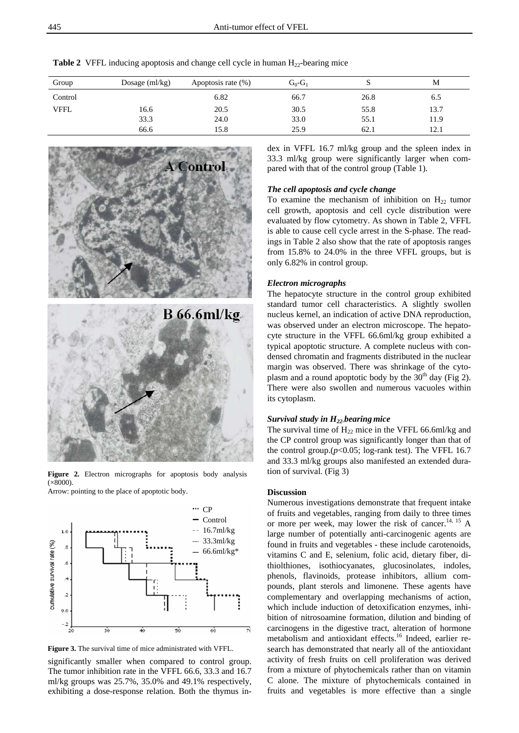**Table 2** VFFL inducing apoptosis and change cell cycle in human $H_{22}$-bearing mice

| Group | Dosage (ml/kg) | Apoptosis rate (%) | $G_0$-$G_1$ | S | M |
|---|---|---|---|---|---|
| Control | | 6.82 | 66.7 | 26.8 | 6.5 |
| VFFL | 16.6 | 20.5 | 30.5 | 55.8 | 13.7 |
| | 33.3 | 24.0 | 33.0 | 55.1 | 11.9 |
| | 66.6 | 15.8 | 25.9 | 62.1 | 12.1 |

**Figure 2.** Electron micrographs for apoptosis body analysis (×8000).
Arrow: pointing to the place of apoptotic body.

**Figure 3.** The survival time of mice administrated with VFFL.

significantly smaller when compared to control group. The tumor inhibition rate in the VFFL 66.6, 33.3 and 16.7 ml/kg groups was 25.7%, 35.0% and 49.1% respectively, exhibiting a dose-response relation. Both the thymus index in VFFL 16.7 ml/kg group and the spleen index in 33.3 ml/kg group were significantly larger when compared with that of the control group (Table 1).

### *The cell apoptosis and cycle change*

To examine the mechanism of inhibition on $H_{22}$ tumor cell growth, apoptosis and cell cycle distribution were evaluated by flow cytometry. As shown in Table 2, VFFL is able to cause cell cycle arrest in the S-phase. The readings in Table 2 also show that the rate of apoptosis ranges from 15.8% to 24.0% in the three VFFL groups, but is only 6.82% in control group.

### *Electron micrographs*

The hepatocyte structure in the control group exhibited standard tumor cell characteristics. A slightly swollen nucleus kernel, an indication of active DNA reproduction, was observed under an electron microscope. The hepatocyte structure in the VFFL 66.6ml/kg group exhibited a typical apoptotic structure. A complete nucleus with condensed chromatin and fragments distributed in the nuclear margin was observed. There was shrinkage of the cytoplasm and a round apoptotic body by the 30$^{th}$ day (Fig 2). There were also swollen and numerous vacuoles within its cytoplasm.

### *Survival study in $H_{22}$ bearing mice*

The survival time of $H_{22}$ mice in the VFFL 66.6ml/kg and the CP control group was significantly longer than that of the control group.($p$<0.05; log-rank test). The VFFL 16.7 and 33.3 ml/kg groups also manifested an extended duration of survival. (Fig 3)

### Discussion

Numerous investigations demonstrate that frequent intake of fruits and vegetables, ranging from daily to three times or more per week, may lower the risk of cancer.[14, 15] A large number of potentially anti-carcinogenic agents are found in fruits and vegetables - these include carotenoids, vitamins C and E, selenium, folic acid, dietary fiber, dithiolthiones, isothiocyanates, glucosinolates, indoles, phenols, flavinoids, protease inhibitors, allium compounds, plant sterols and limonene. These agents have complementary and overlapping mechanisms of action, which include induction of detoxification enzymes, inhibition of nitrosoamine formation, dilution and binding of carcinogens in the digestive tract, alteration of hormone metabolism and antioxidant effects.[16] Indeed, earlier research has demonstrated that nearly all of the antioxidant activity of fresh fruits on cell proliferation was derived from a mixture of phytochemicals rather than on vitamin C alone. The mixture of phytochemicals contained in fruits and vegetables is more effective than a single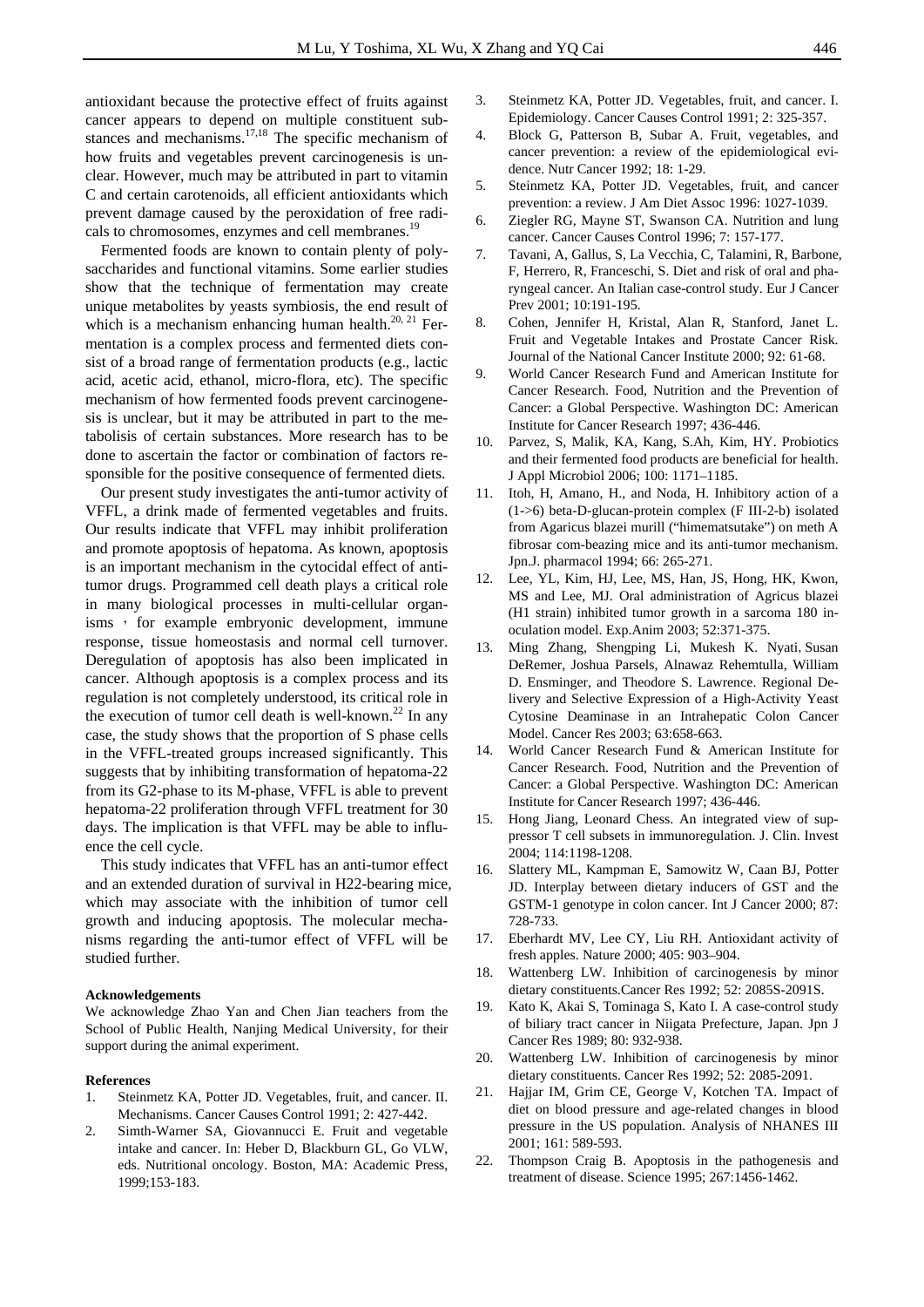antioxidant because the protective effect of fruits against cancer appears to depend on multiple constituent substances and mechanisms.[17,18] The specific mechanism of how fruits and vegetables prevent carcinogenesis is unclear. However, much may be attributed in part to vitamin C and certain carotenoids, all efficient antioxidants which prevent damage caused by the peroxidation of free radicals to chromosomes, enzymes and cell membranes.[19]

Fermented foods are known to contain plenty of polysaccharides and functional vitamins. Some earlier studies show that the technique of fermentation may create unique metabolites by yeasts symbiosis, the end result of which is a mechanism enhancing human health.[20, 21] Fermentation is a complex process and fermented diets consist of a broad range of fermentation products (e.g., lactic acid, acetic acid, ethanol, micro-flora, etc). The specific mechanism of how fermented foods prevent carcinogenesis is unclear, but it may be attributed in part to the metabolisis of certain substances. More research has to be done to ascertain the factor or combination of factors responsible for the positive consequence of fermented diets.

Our present study investigates the anti-tumor activity of VFFL, a drink made of fermented vegetables and fruits. Our results indicate that VFFL may inhibit proliferation and promote apoptosis of hepatoma. As known, apoptosis is an important mechanism in the cytocidal effect of antitumor drugs. Programmed cell death plays a critical role in many biological processes in multi-cellular organisms，for example embryonic development, immune response, tissue homeostasis and normal cell turnover. Deregulation of apoptosis has also been implicated in cancer. Although apoptosis is a complex process and its regulation is not completely understood, its critical role in the execution of tumor cell death is well-known.[22] In any case, the study shows that the proportion of S phase cells in the VFFL-treated groups increased significantly. This suggests that by inhibiting transformation of hepatoma-22 from its G2-phase to its M-phase, VFFL is able to prevent hepatoma-22 proliferation through VFFL treatment for 30 days. The implication is that VFFL may be able to influence the cell cycle.

This study indicates that VFFL has an anti-tumor effect and an extended duration of survival in H22-bearing mice, which may associate with the inhibition of tumor cell growth and inducing apoptosis. The molecular mechanisms regarding the anti-tumor effect of VFFL will be studied further.

**Acknowledgements**

We acknowledge Zhao Yan and Chen Jian teachers from the School of Public Health, Nanjing Medical University, for their support during the animal experiment.

**References**

1. Steinmetz KA, Potter JD. Vegetables, fruit, and cancer. II. Mechanisms. Cancer Causes Control 1991; 2: 427-442.
2. Simth-Warner SA, Giovannucci E. Fruit and vegetable intake and cancer. In: Heber D, Blackburn GL, Go VLW, eds. Nutritional oncology. Boston, MA: Academic Press, 1999;153-183.
3. Steinmetz KA, Potter JD. Vegetables, fruit, and cancer. I. Epidemiology. Cancer Causes Control 1991; 2: 325-357.
4. Block G, Patterson B, Subar A. Fruit, vegetables, and cancer prevention: a review of the epidemiological evidence. Nutr Cancer 1992; 18: 1-29.
5. Steinmetz KA, Potter JD. Vegetables, fruit, and cancer prevention: a review. J Am Diet Assoc 1996: 1027-1039.
6. Ziegler RG, Mayne ST, Swanson CA. Nutrition and lung cancer. Cancer Causes Control 1996; 7: 157-177.
7. Tavani, A, Gallus, S, La Vecchia, C, Talamini, R, Barbone, F, Herrero, R, Franceschi, S. Diet and risk of oral and pharyngeal cancer. An Italian case-control study. Eur J Cancer Prev 2001; 10:191-195.
8. Cohen, Jennifer H, Kristal, Alan R, Stanford, Janet L. Fruit and Vegetable Intakes and Prostate Cancer Risk. Journal of the National Cancer Institute 2000; 92: 61-68.
9. World Cancer Research Fund and American Institute for Cancer Research. Food, Nutrition and the Prevention of Cancer: a Global Perspective. Washington DC: American Institute for Cancer Research 1997; 436-446.
10. Parvez, S, Malik, KA, Kang, S.Ah, Kim, HY. Probiotics and their fermented food products are beneficial for health. J Appl Microbiol 2006; 100: 1171–1185.
11. Itoh, H, Amano, H., and Noda, H. Inhibitory action of a (1->6) beta-D-glucan-protein complex (F III-2-b) isolated from Agaricus blazei murill ("himematsutake") on meth A fibrosar com-beazing mice and its anti-tumor mechanism. Jpn.J. pharmacol 1994; 66: 265-271.
12. Lee, YL, Kim, HJ, Lee, MS, Han, JS, Hong, HK, Kwon, MS and Lee, MJ. Oral administration of Agricus blazei (H1 strain) inhibited tumor growth in a sarcoma 180 inoculation model. Exp.Anim 2003; 52:371-375.
13. Ming Zhang, Shengping Li, Mukesh K. Nyati, Susan DeRemer, Joshua Parsels, Alnawaz Rehemtulla, William D. Ensminger, and Theodore S. Lawrence. Regional Delivery and Selective Expression of a High-Activity Yeast Cytosine Deaminase in an Intrahepatic Colon Cancer Model. Cancer Res 2003; 63:658-663.
14. World Cancer Research Fund & American Institute for Cancer Research. Food, Nutrition and the Prevention of Cancer: a Global Perspective. Washington DC: American Institute for Cancer Research 1997; 436-446.
15. Hong Jiang, Leonard Chess. An integrated view of suppressor T cell subsets in immunoregulation. J. Clin. Invest 2004; 114:1198-1208.
16. Slattery ML, Kampman E, Samowitz W, Caan BJ, Potter JD. Interplay between dietary inducers of GST and the GSTM-1 genotype in colon cancer. Int J Cancer 2000; 87: 728-733.
17. Eberhardt MV, Lee CY, Liu RH. Antioxidant activity of fresh apples. Nature 2000; 405: 903–904.
18. Wattenberg LW. Inhibition of carcinogenesis by minor dietary constituents.Cancer Res 1992; 52: 2085S-2091S.
19. Kato K, Akai S, Tominaga S, Kato I. A case-control study of biliary tract cancer in Niigata Prefecture, Japan. Jpn J Cancer Res 1989; 80: 932-938.
20. Wattenberg LW. Inhibition of carcinogenesis by minor dietary constituents. Cancer Res 1992; 52: 2085-2091.
21. Hajjar IM, Grim CE, George V, Kotchen TA. Impact of diet on blood pressure and age-related changes in blood pressure in the US population. Analysis of NHANES III 2001; 161: 589-593.
22. Thompson Craig B. Apoptosis in the pathogenesis and treatment of disease. Science 1995; 267:1456-1462.